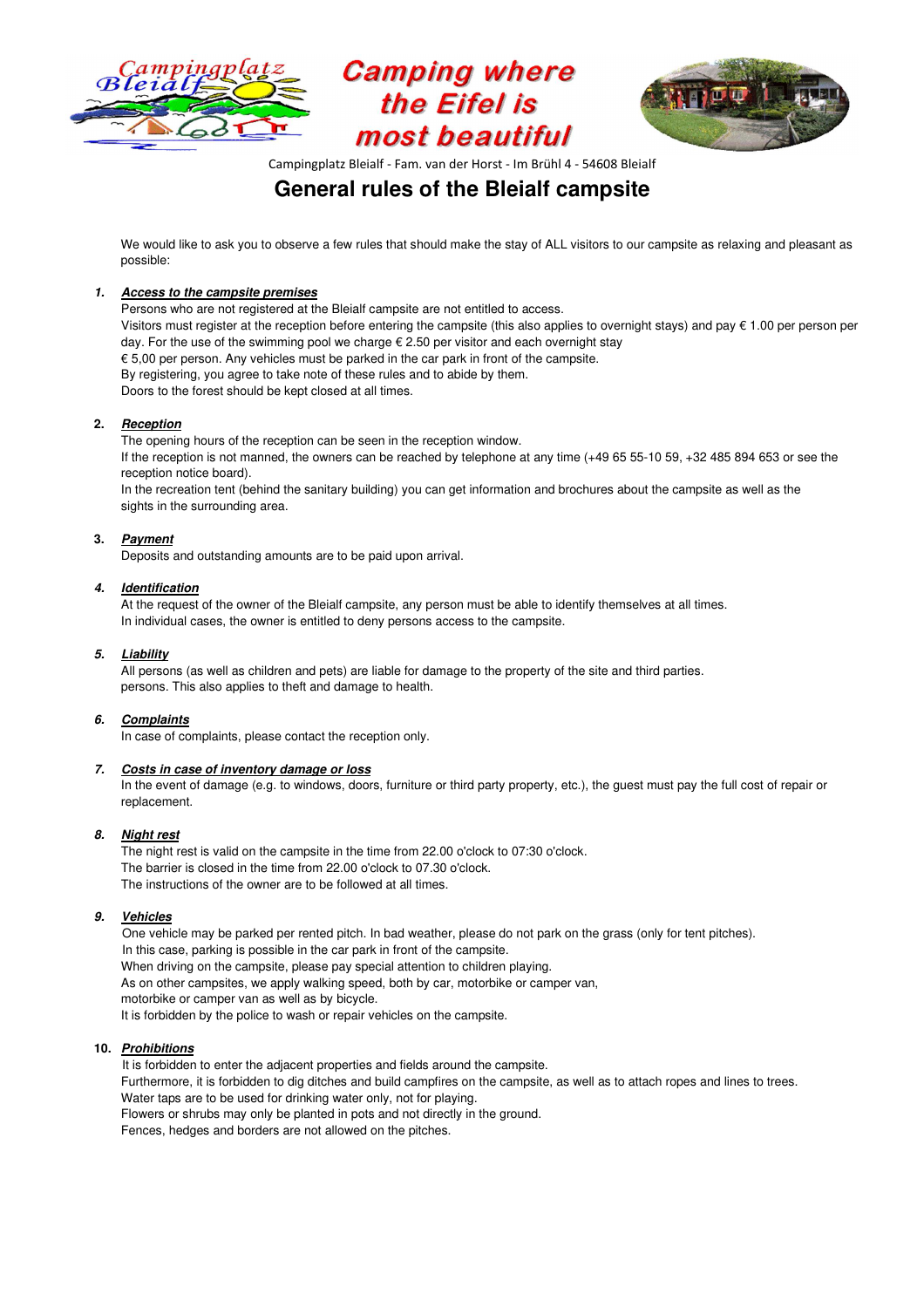Camping where the Eifel is most beautiful

Campingplatz Bleialf - Fam. van der Horst - Im Brühl 4 - 54608 Bleialf

# General rules of the Bleialf campsite

We would like to ask you to observe a few rules that should make the stay of ALL visitors to our campsite as relaxing and pleasant as possible:

1. ***Access to the campsite premises***

   Persons who are not registered at the Bleialf campsite are not entitled to access.
   Visitors must register at the reception before entering the campsite (this also applies to overnight stays) and pay € 1.00 per person per day. For the use of the swimming pool we charge € 2.50 per visitor and each overnight stay
   € 5,00 per person. Any vehicles must be parked in the car park in front of the campsite.
   By registering, you agree to take note of these rules and to abide by them.
   Doors to the forest should be kept closed at all times.

2. ***Reception***

   The opening hours of the reception can be seen in the reception window.
   If the reception is not manned, the owners can be reached by telephone at any time (+49 65 55-10 59, +32 485 894 653 or see the reception notice board).
   In the recreation tent (behind the sanitary building) you can get information and brochures about the campsite as well as the sights in the surrounding area.

3. ***Payment***

   Deposits and outstanding amounts are to be paid upon arrival.

4. ***Identification***

   At the request of the owner of the Bleialf campsite, any person must be able to identify themselves at all times.
   In individual cases, the owner is entitled to deny persons access to the campsite.

5. ***Liability***

   All persons (as well as children and pets) are liable for damage to the property of the site and third parties.
   persons. This also applies to theft and damage to health.

6. ***Complaints***

   In case of complaints, please contact the reception only.

7. ***Costs in case of inventory damage or loss***

   In the event of damage (e.g. to windows, doors, furniture or third party property, etc.), the guest must pay the full cost of repair or replacement.

8. ***Night rest***

   The night rest is valid on the campsite in the time from 22.00 o'clock to 07:30 o'clock.
   The barrier is closed in the time from 22.00 o'clock to 07.30 o'clock.
   The instructions of the owner are to be followed at all times.

9. ***Vehicles***

   One vehicle may be parked per rented pitch. In bad weather, please do not park on the grass (only for tent pitches).
   In this case, parking is possible in the car park in front of the campsite.
   When driving on the campsite, please pay special attention to children playing.
   As on other campsites, we apply walking speed, both by car, motorbike or camper van,
   motorbike or camper van as well as by bicycle.
   It is forbidden by the police to wash or repair vehicles on the campsite.

10. ***Prohibitions***

    It is forbidden to enter the adjacent properties and fields around the campsite.
    Furthermore, it is forbidden to dig ditches and build campfires on the campsite, as well as to attach ropes and lines to trees.
    Water taps are to be used for drinking water only, not for playing.
    Flowers or shrubs may only be planted in pots and not directly in the ground.
    Fences, hedges and borders are not allowed on the pitches.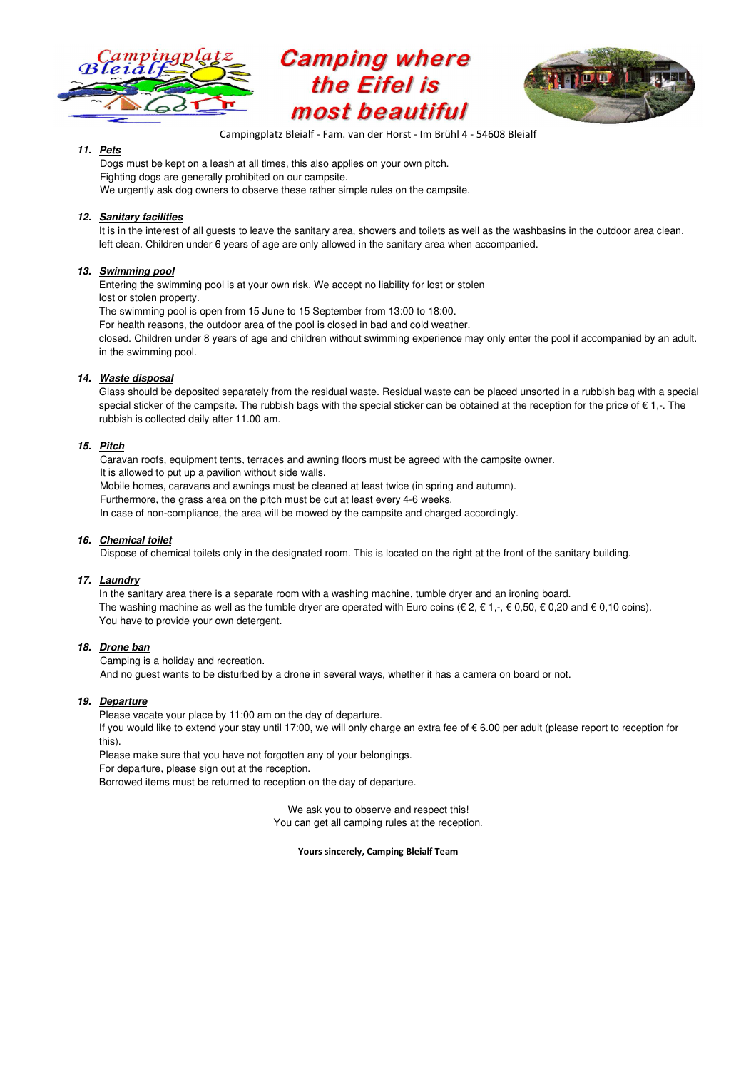Campingplatz Bleialf - Fam. van der Horst - Im Brühl 4 - 54608 Bleialf

**11. *Pets***

Dogs must be kept on a leash at all times, this also applies on your own pitch.
Fighting dogs are generally prohibited on our campsite.
We urgently ask dog owners to observe these rather simple rules on the campsite.

**12. *Sanitary facilities***

It is in the interest of all guests to leave the sanitary area, showers and toilets as well as the washbasins in the outdoor area clean. left clean. Children under 6 years of age are only allowed in the sanitary area when accompanied.

**13. *Swimming pool***

Entering the swimming pool is at your own risk. We accept no liability for lost or stolen
lost or stolen property.
The swimming pool is open from 15 June to 15 September from 13:00 to 18:00.
For health reasons, the outdoor area of the pool is closed in bad and cold weather.
closed. Children under 8 years of age and children without swimming experience may only enter the pool if accompanied by an adult. in the swimming pool.

**14. *Waste disposal***

Glass should be deposited separately from the residual waste. Residual waste can be placed unsorted in a rubbish bag with a special special sticker of the campsite. The rubbish bags with the special sticker can be obtained at the reception for the price of € 1,-. The rubbish is collected daily after 11.00 am.

**15. *Pitch***

Caravan roofs, equipment tents, terraces and awning floors must be agreed with the campsite owner.
It is allowed to put up a pavilion without side walls.
Mobile homes, caravans and awnings must be cleaned at least twice (in spring and autumn).
Furthermore, the grass area on the pitch must be cut at least every 4-6 weeks.
In case of non-compliance, the area will be mowed by the campsite and charged accordingly.

**16. *Chemical toilet***

Dispose of chemical toilets only in the designated room. This is located on the right at the front of the sanitary building.

**17. *Laundry***

In the sanitary area there is a separate room with a washing machine, tumble dryer and an ironing board.
The washing machine as well as the tumble dryer are operated with Euro coins (€ 2, € 1,-, € 0,50, € 0,20 and € 0,10 coins).
You have to provide your own detergent.

**18. *Drone ban***

Camping is a holiday and recreation.
And no guest wants to be disturbed by a drone in several ways, whether it has a camera on board or not.

**19. *Departure***

Please vacate your place by 11:00 am on the day of departure.
If you would like to extend your stay until 17:00, we will only charge an extra fee of € 6.00 per adult (please report to reception for this).
Please make sure that you have not forgotten any of your belongings.
For departure, please sign out at the reception.
Borrowed items must be returned to reception on the day of departure.

We ask you to observe and respect this!
You can get all camping rules at the reception.

**Yours sincerely, Camping Bleialf Team**